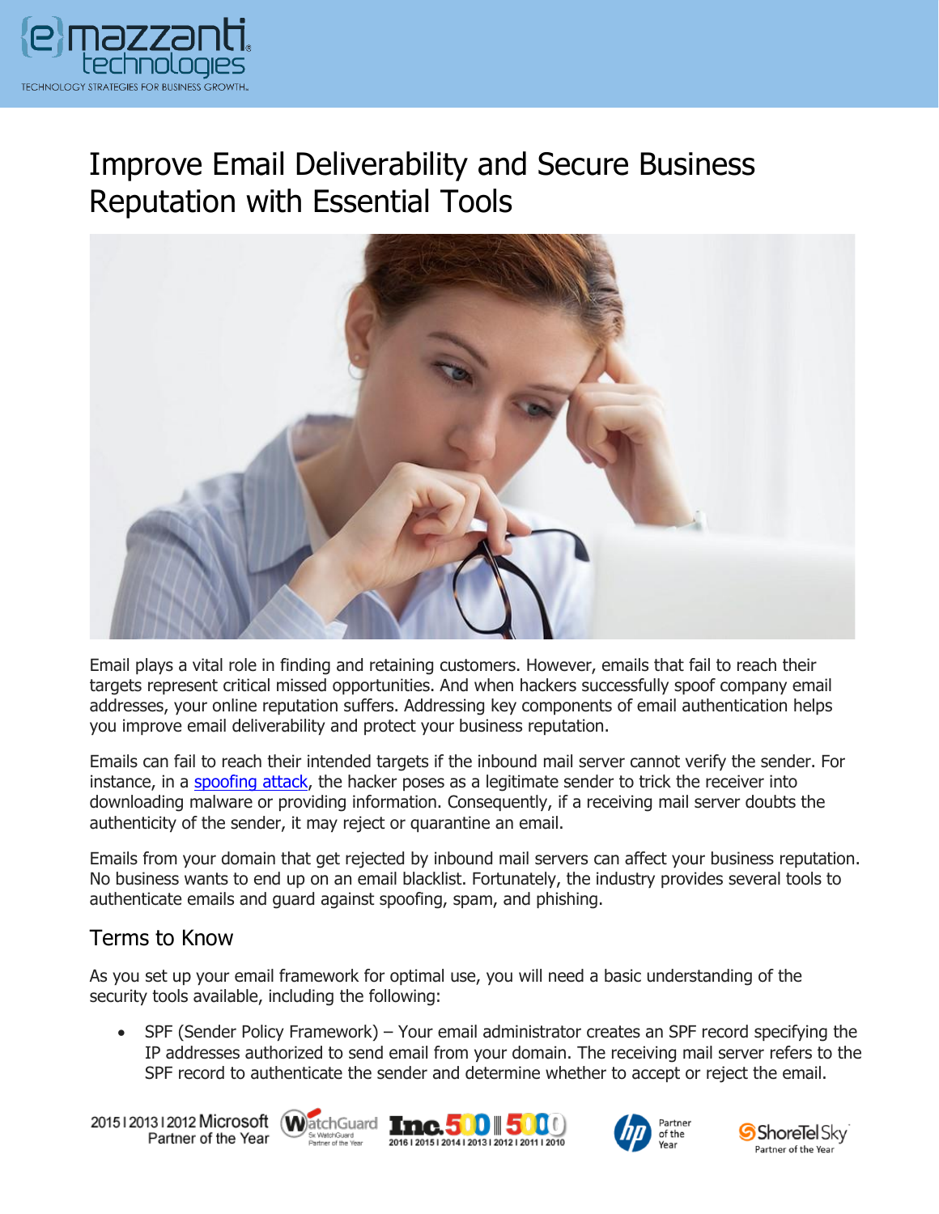# Improve Email Deliverability and Secure Business Reputation with Essential Tools

Email plays a vital role in finding and retaining customers. However, emails that fail to reach their targets represent critical missed opportunities. And when hackers successfully spoof company email addresses, your online reputation suffers. Addressing key components of email authentication helps you improve email deliverability and protect your business reputation.

Emails can fail to reach their intended targets if the inbound mail server cannot verify the sender. For instance, in a spoofing attack, the hacker poses as a legitimate sender to trick the receiver into downloading malware or providing information. Consequently, if a receiving mail server doubts the authenticity of the sender, it may reject or quarantine an email.

Emails from your domain that get rejected by inbound mail servers can affect your business reputation. No business wants to end up on an email blacklist. Fortunately, the industry provides several tools to authenticate emails and guard against spoofing, spam, and phishing.

## Terms to Know

As you set up your email framework for optimal use, you will need a basic understanding of the security tools available, including the following:

- SPF (Sender Policy Framework) – Your email administrator creates an SPF record specifying the IP addresses authorized to send email from your domain. The receiving mail server refers to the SPF record to authenticate the sender and determine whether to accept or reject the email.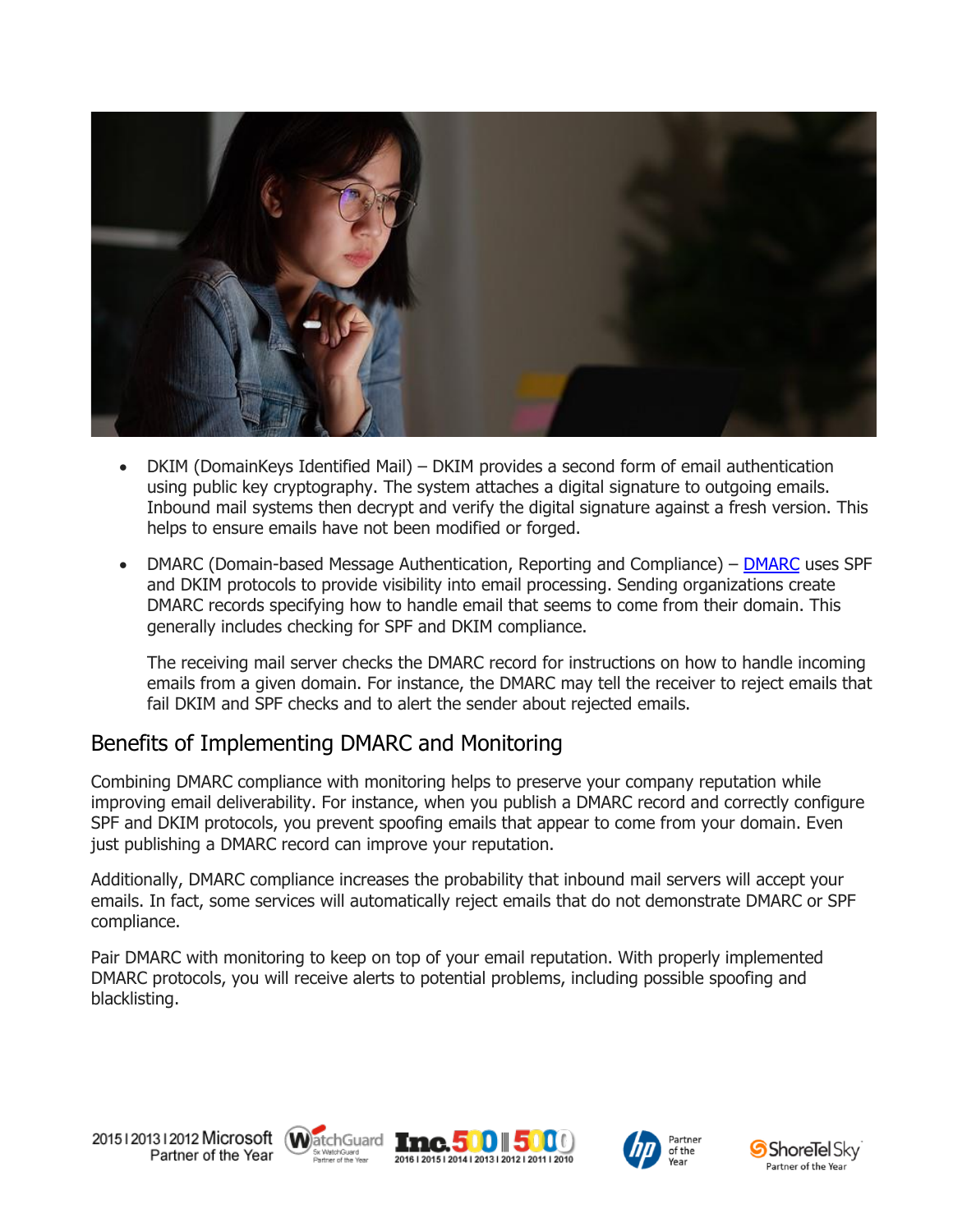- DKIM (DomainKeys Identified Mail) – DKIM provides a second form of email authentication using public key cryptography. The system attaches a digital signature to outgoing emails. Inbound mail systems then decrypt and verify the digital signature against a fresh version. This helps to ensure emails have not been modified or forged.
- DMARC (Domain-based Message Authentication, Reporting and Compliance) – DMARC uses SPF and DKIM protocols to provide visibility into email processing. Sending organizations create DMARC records specifying how to handle email that seems to come from their domain. This generally includes checking for SPF and DKIM compliance.

  The receiving mail server checks the DMARC record for instructions on how to handle incoming emails from a given domain. For instance, the DMARC may tell the receiver to reject emails that fail DKIM and SPF checks and to alert the sender about rejected emails.

## Benefits of Implementing DMARC and Monitoring

Combining DMARC compliance with monitoring helps to preserve your company reputation while improving email deliverability. For instance, when you publish a DMARC record and correctly configure SPF and DKIM protocols, you prevent spoofing emails that appear to come from your domain. Even just publishing a DMARC record can improve your reputation.

Additionally, DMARC compliance increases the probability that inbound mail servers will accept your emails. In fact, some services will automatically reject emails that do not demonstrate DMARC or SPF compliance.

Pair DMARC with monitoring to keep on top of your email reputation. With properly implemented DMARC protocols, you will receive alerts to potential problems, including possible spoofing and blacklisting.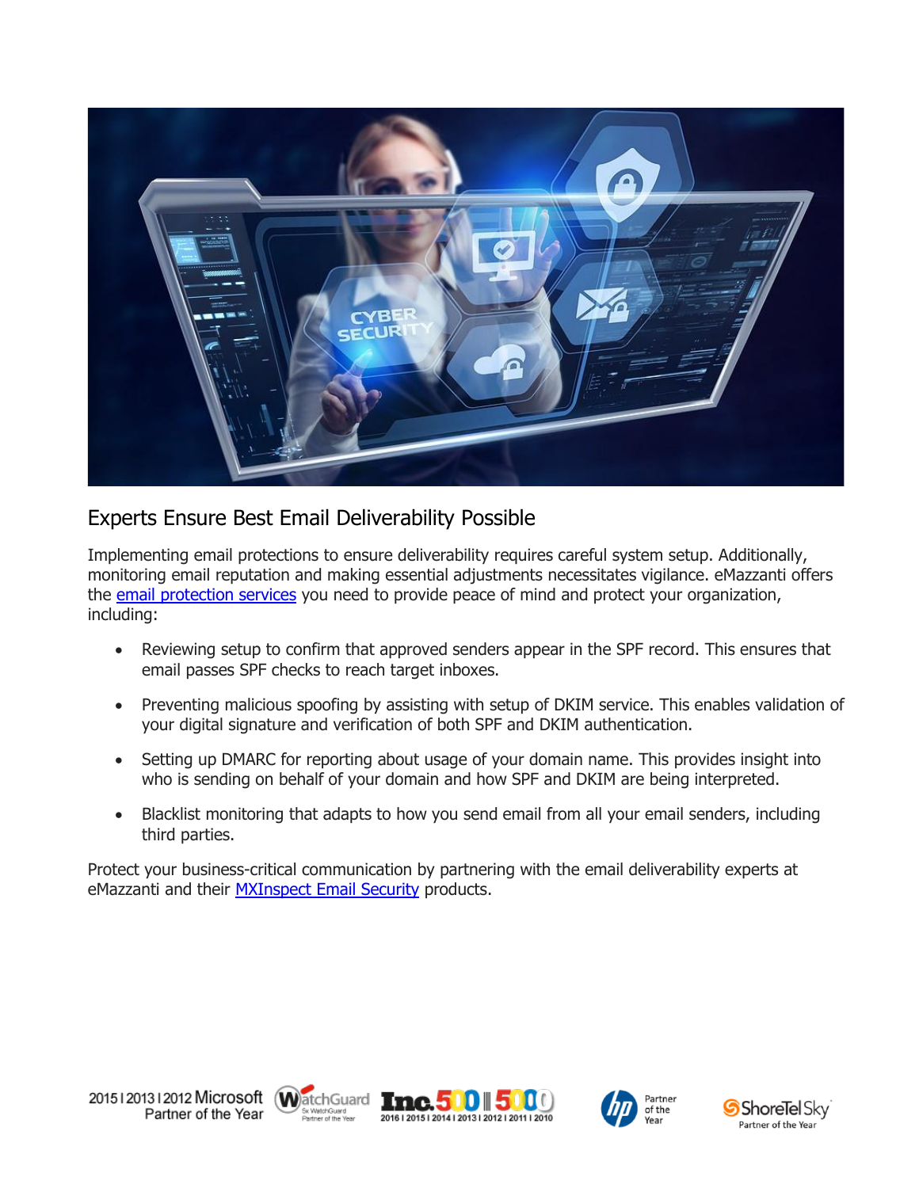## Experts Ensure Best Email Deliverability Possible

Implementing email protections to ensure deliverability requires careful system setup. Additionally, monitoring email reputation and making essential adjustments necessitates vigilance. eMazzanti offers the [email protection services]() you need to provide peace of mind and protect your organization, including:

- Reviewing setup to confirm that approved senders appear in the SPF record. This ensures that email passes SPF checks to reach target inboxes.
- Preventing malicious spoofing by assisting with setup of DKIM service. This enables validation of your digital signature and verification of both SPF and DKIM authentication.
- Setting up DMARC for reporting about usage of your domain name. This provides insight into who is sending on behalf of your domain and how SPF and DKIM are being interpreted.
- Blacklist monitoring that adapts to how you send email from all your email senders, including third parties.

Protect your business-critical communication by partnering with the email deliverability experts at eMazzanti and their [MXInspect Email Security]() products.

2015 I 2013 I 2012 Microsoft Partner of the Year

WatchGuard 5x WatchGuard Partner of the Year

Inc. 500 | 5000 2016 I 2015 I 2014 I 2013 I 2012 I 2011 I 2010

hp Partner of the Year

ShoreTel Sky Partner of the Year